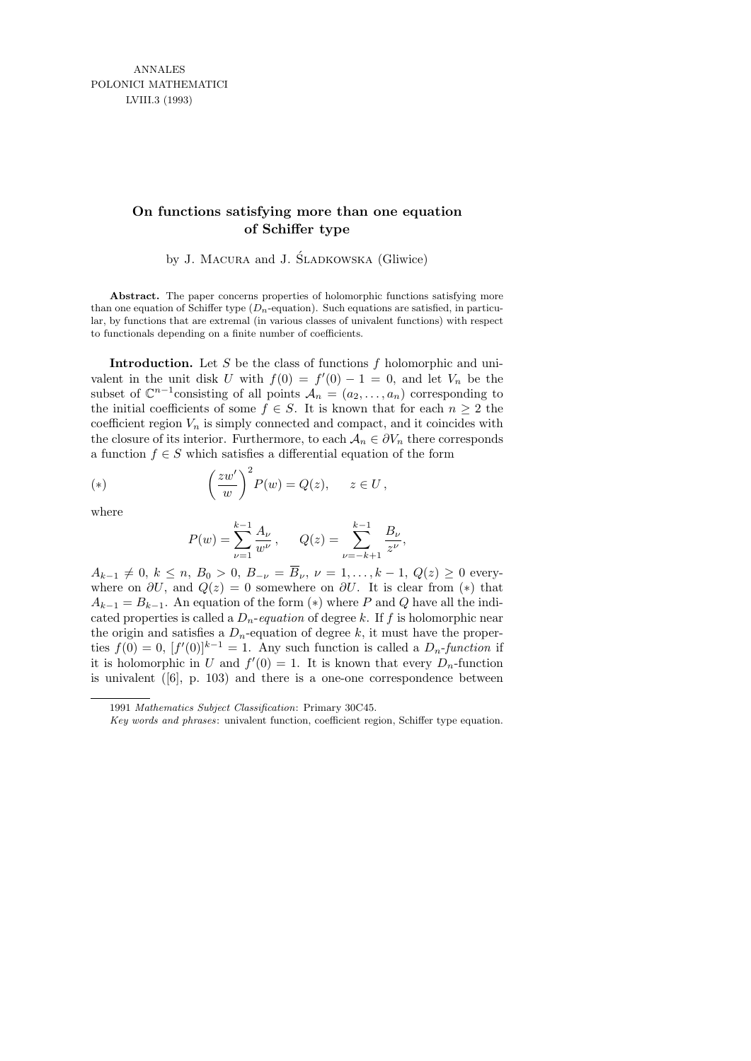ANNALES
POLONICI MATHEMATICI
LVIII.3 (1993)

# On functions satisfying more than one equation of Schiffer type

by J. Macura and J. Śladkowska (Gliwice)

**Abstract.** The paper concerns properties of holomorphic functions satisfying more than one equation of Schiffer type ($D_n$-equation). Such equations are satisfied, in particular, by functions that are extremal (in various classes of univalent functions) with respect to functionals depending on a finite number of coefficients.

**Introduction.** Let $S$ be the class of functions $f$ holomorphic and univalent in the unit disk $U$ with $f(0) = f'(0) - 1 = 0$, and let $V_n$ be the subset of $\mathbb{C}^{n-1}$consisting of all points $\mathcal{A}_n = (a_2, \ldots, a_n)$ corresponding to the initial coefficients of some $f \in S$. It is known that for each $n \geq 2$ the coefficient region $V_n$ is simply connected and compact, and it coincides with the closure of its interior. Furthermore, to each $\mathcal{A}_n \in \partial V_n$ there corresponds a function $f \in S$ which satisfies a differential equation of the form

$$(*) \qquad \left(\frac{zw'}{w}\right)^2 P(w) = Q(z), \qquad z \in U\,,$$

where

$$P(w) = \sum_{\nu=1}^{k-1} \frac{A_\nu}{w^\nu}\,, \qquad Q(z) = \sum_{\nu=-k+1}^{k-1} \frac{B_\nu}{z^\nu},$$

$A_{k-1} \neq 0$, $k \leq n$, $B_0 > 0$, $B_{-\nu} = \overline{B}_\nu$, $\nu = 1, \ldots, k-1$, $Q(z) \geq 0$ everywhere on $\partial U$, and $Q(z) = 0$ somewhere on $\partial U$. It is clear from $(*)$ that $A_{k-1} = B_{k-1}$. An equation of the form $(*)$ where $P$ and $Q$ have all the indicated properties is called a *$D_n$-equation* of degree $k$. If $f$ is holomorphic near the origin and satisfies a $D_n$-equation of degree $k$, it must have the properties $f(0) = 0$, $[f'(0)]^{k-1} = 1$. Any such function is called a *$D_n$-function* if it is holomorphic in $U$ and $f'(0) = 1$. It is known that every $D_n$-function is univalent ([6], p. 103) and there is a one-one correspondence between

---

1991 *Mathematics Subject Classification*: Primary 30C45.

*Key words and phrases*: univalent function, coefficient region, Schiffer type equation.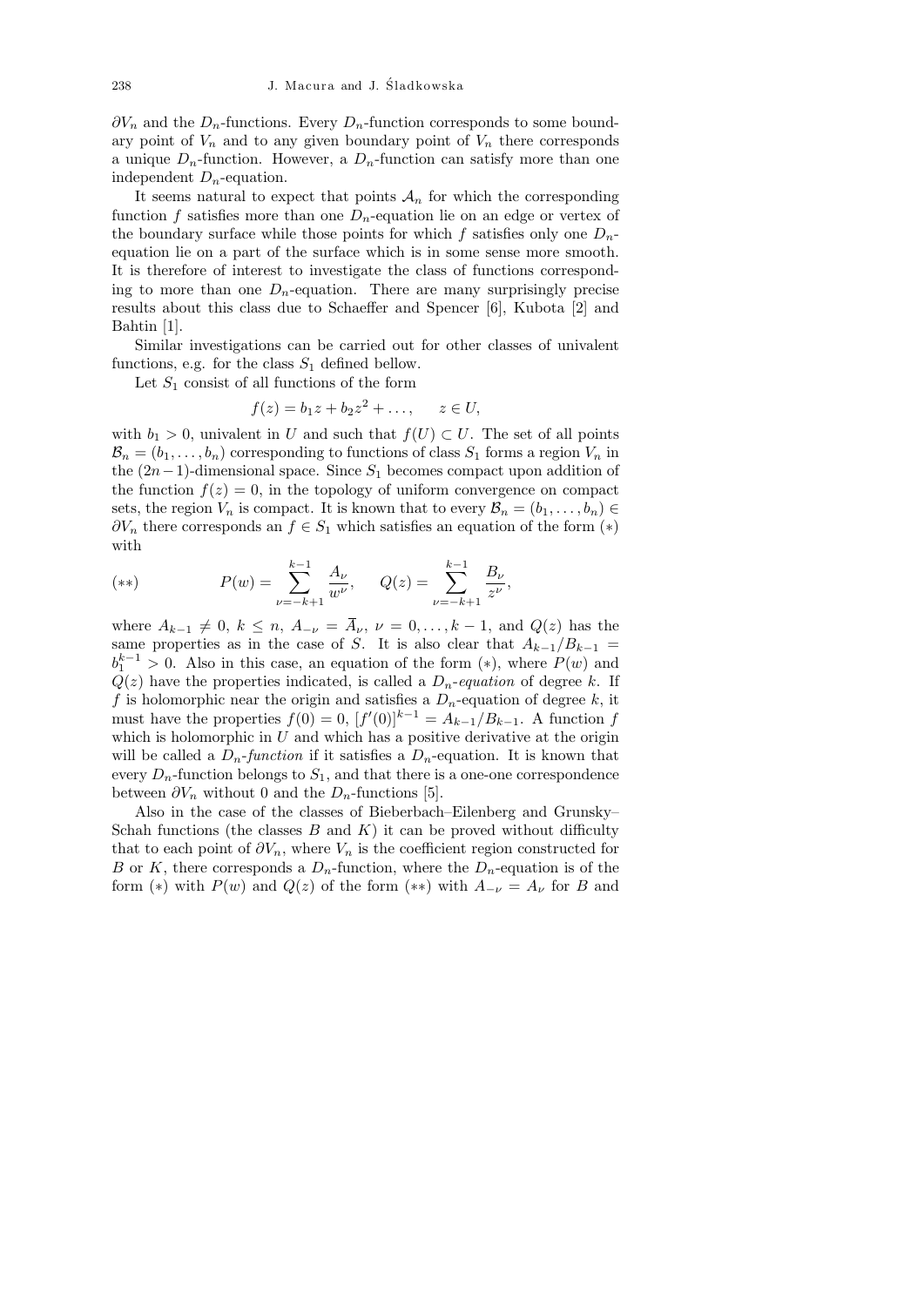$\partial V_n$ and the $D_n$-functions. Every $D_n$-function corresponds to some boundary point of $V_n$ and to any given boundary point of $V_n$ there corresponds a unique $D_n$-function. However, a $D_n$-function can satisfy more than one independent $D_n$-equation.

It seems natural to expect that points $\mathcal{A}_n$ for which the corresponding function $f$ satisfies more than one $D_n$-equation lie on an edge or vertex of the boundary surface while those points for which $f$ satisfies only one $D_n$-equation lie on a part of the surface which is in some sense more smooth. It is therefore of interest to investigate the class of functions corresponding to more than one $D_n$-equation. There are many surprisingly precise results about this class due to Schaeffer and Spencer [6], Kubota [2] and Bahtin [1].

Similar investigations can be carried out for other classes of univalent functions, e.g. for the class $S_1$ defined bellow.

Let $S_1$ consist of all functions of the form

$$f(z) = b_1 z + b_2 z^2 + \ldots, \qquad z \in U,$$

with $b_1 > 0$, univalent in $U$ and such that $f(U) \subset U$. The set of all points $\mathcal{B}_n = (b_1, \ldots, b_n)$ corresponding to functions of class $S_1$ forms a region $V_n$ in the $(2n-1)$-dimensional space. Since $S_1$ becomes compact upon addition of the function $f(z) = 0$, in the topology of uniform convergence on compact sets, the region $V_n$ is compact. It is known that to every $\mathcal{B}_n = (b_1, \ldots, b_n) \in \partial V_n$ there corresponds an $f \in S_1$ which satisfies an equation of the form $(*)$ with

$$(**) \qquad P(w) = \sum_{\nu=-k+1}^{k-1} \frac{A_\nu}{w^\nu}, \qquad Q(z) = \sum_{\nu=-k+1}^{k-1} \frac{B_\nu}{z^\nu},$$

where $A_{k-1} \neq 0$, $k \leq n$, $A_{-\nu} = \overline{A}_\nu$, $\nu = 0, \ldots, k-1$, and $Q(z)$ has the same properties as in the case of $S$. It is also clear that $A_{k-1}/B_{k-1} = b_1^{k-1} > 0$. Also in this case, an equation of the form $(*)$, where $P(w)$ and $Q(z)$ have the properties indicated, is called a *$D_n$-equation* of degree $k$. If $f$ is holomorphic near the origin and satisfies a $D_n$-equation of degree $k$, it must have the properties $f(0) = 0$, $[f'(0)]^{k-1} = A_{k-1}/B_{k-1}$. A function $f$ which is holomorphic in $U$ and which has a positive derivative at the origin will be called a *$D_n$-function* if it satisfies a $D_n$-equation. It is known that every $D_n$-function belongs to $S_1$, and that there is a one-one correspondence between $\partial V_n$ without 0 and the $D_n$-functions [5].

Also in the case of the classes of Bieberbach–Eilenberg and Grunsky–Schah functions (the classes $B$ and $K$) it can be proved without difficulty that to each point of $\partial V_n$, where $V_n$ is the coefficient region constructed for $B$ or $K$, there corresponds a $D_n$-function, where the $D_n$-equation is of the form $(*)$ with $P(w)$ and $Q(z)$ of the form $(**)$ with $A_{-\nu} = A_\nu$ for $B$ and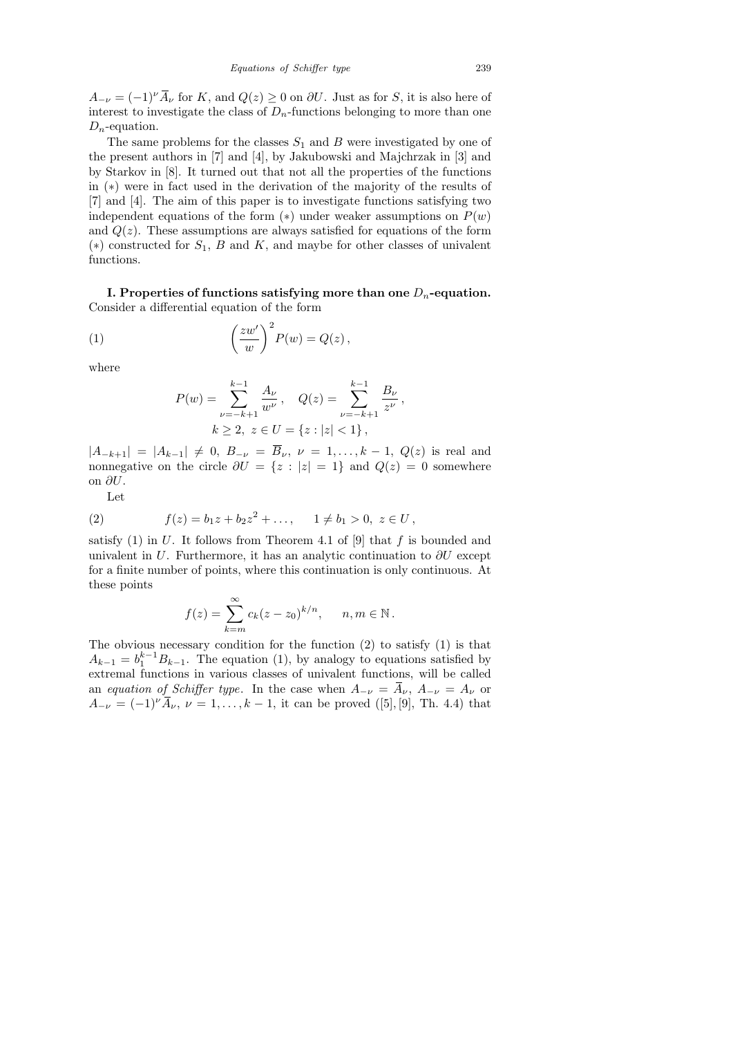$A_{-\nu} = (-1)^\nu \overline{A}_\nu$ for $K$, and $Q(z) \geq 0$ on $\partial U$. Just as for $S$, it is also here of interest to investigate the class of $D_n$-functions belonging to more than one $D_n$-equation.

The same problems for the classes $S_1$ and $B$ were investigated by one of the present authors in [7] and [4], by Jakubowski and Majchrzak in [3] and by Starkov in [8]. It turned out that not all the properties of the functions in (*) were in fact used in the derivation of the majority of the results of [7] and [4]. The aim of this paper is to investigate functions satisfying two independent equations of the form (*) under weaker assumptions on $P(w)$ and $Q(z)$. These assumptions are always satisfied for equations of the form (*) constructed for $S_1$, $B$ and $K$, and maybe for other classes of univalent functions.

**I. Properties of functions satisfying more than one $D_n$-equation.** Consider a differential equation of the form

$$\left(\frac{zw'}{w}\right)^2 P(w) = Q(z)\,, \tag{1}$$

where

$$P(w) = \sum_{\nu=-k+1}^{k-1} \frac{A_\nu}{w^\nu}\,, \quad Q(z) = \sum_{\nu=-k+1}^{k-1} \frac{B_\nu}{z^\nu}\,,$$
$$k \geq 2,\ z \in U = \{z : |z| < 1\}\,,$$

$|A_{-k+1}| = |A_{k-1}| \neq 0$, $B_{-\nu} = \overline{B}_\nu$, $\nu = 1, \ldots, k-1$, $Q(z)$ is real and nonnegative on the circle $\partial U = \{z : |z| = 1\}$ and $Q(z) = 0$ somewhere on $\partial U$.

Let

$$f(z) = b_1 z + b_2 z^2 + \ldots, \qquad 1 \neq b_1 > 0,\ z \in U\,, \tag{2}$$

satisfy (1) in $U$. It follows from Theorem 4.1 of [9] that $f$ is bounded and univalent in $U$. Furthermore, it has an analytic continuation to $\partial U$ except for a finite number of points, where this continuation is only continuous. At these points

$$f(z) = \sum_{k=m}^{\infty} c_k (z - z_0)^{k/n}, \qquad n, m \in \mathbb{N}\,.$$

The obvious necessary condition for the function (2) to satisfy (1) is that $A_{k-1} = b_1^{k-1} B_{k-1}$. The equation (1), by analogy to equations satisfied by extremal functions in various classes of univalent functions, will be called an *equation of Schiffer type*. In the case when $A_{-\nu} = \overline{A}_\nu$, $A_{-\nu} = A_\nu$ or $A_{-\nu} = (-1)^\nu \overline{A}_\nu$, $\nu = 1, \ldots, k-1$, it can be proved ([5], [9], Th. 4.4) that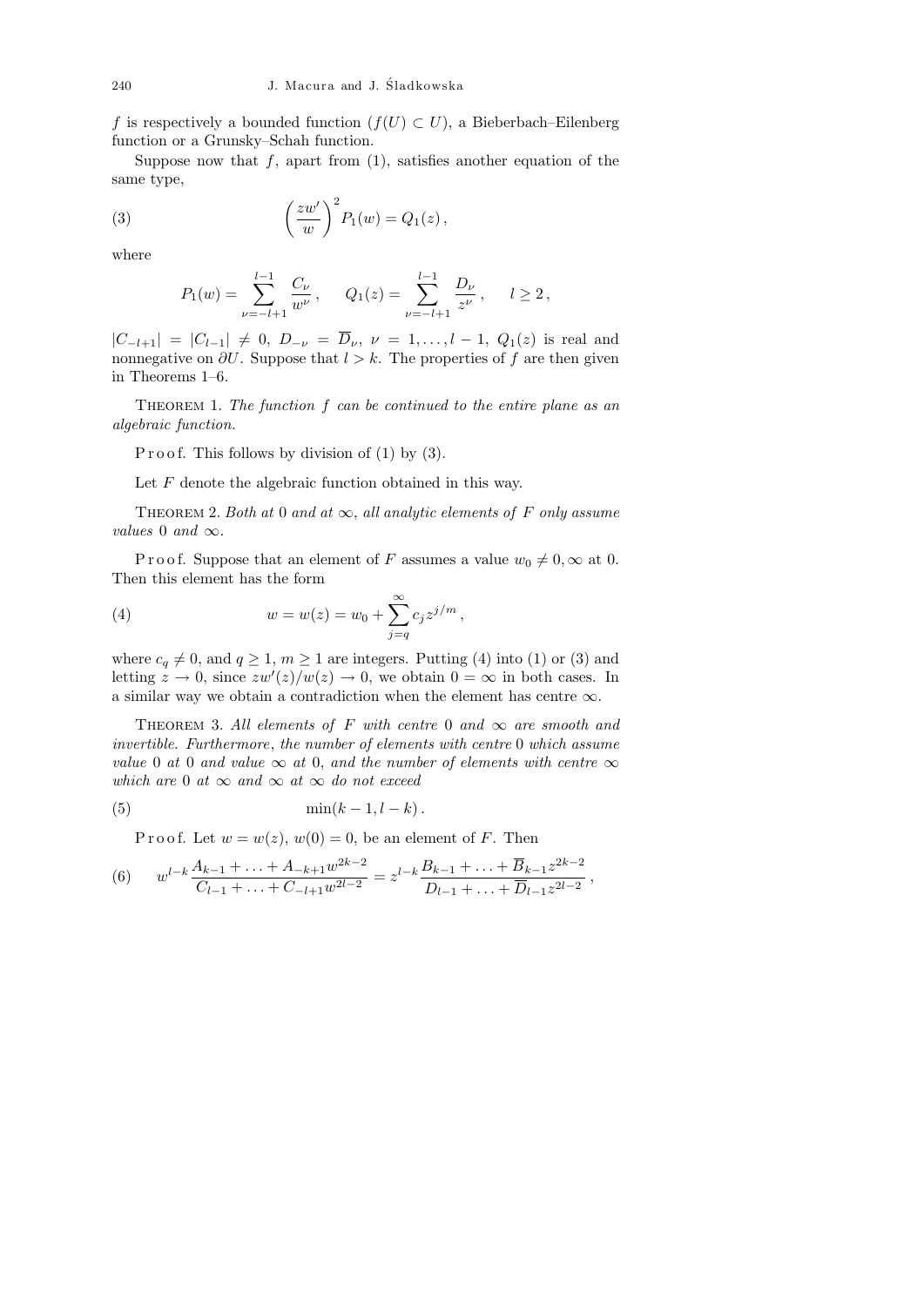$f$ is respectively a bounded function ($f(U) \subset U$), a Bieberbach–Eilenberg function or a Grunsky–Schah function.

Suppose now that $f$, apart from (1), satisfies another equation of the same type,

$$\left(\frac{zw'}{w}\right)^2 P_1(w) = Q_1(z)\,, \tag{3}$$

where

$$P_1(w) = \sum_{\nu=-l+1}^{l-1} \frac{C_\nu}{w^\nu}\,, \qquad Q_1(z) = \sum_{\nu=-l+1}^{l-1} \frac{D_\nu}{z^\nu}\,, \qquad l \geq 2\,,$$

$|C_{-l+1}| = |C_{l-1}| \neq 0$, $D_{-\nu} = \overline{D}_\nu$, $\nu = 1, \ldots, l-1$, $Q_1(z)$ is real and nonnegative on $\partial U$. Suppose that $l > k$. The properties of $f$ are then given in Theorems 1–6.

Theorem 1. *The function $f$ can be continued to the entire plane as an algebraic function.*

Proof. This follows by division of (1) by (3).

Let $F$ denote the algebraic function obtained in this way.

Theorem 2. *Both at* 0 *and at* $\infty$, *all analytic elements of $F$ only assume values* 0 *and* $\infty$.

Proof. Suppose that an element of $F$ assumes a value $w_0 \neq 0, \infty$ at 0. Then this element has the form

$$w = w(z) = w_0 + \sum_{j=q}^{\infty} c_j z^{j/m}\,, \tag{4}$$

where $c_q \neq 0$, and $q \geq 1$, $m \geq 1$ are integers. Putting (4) into (1) or (3) and letting $z \to 0$, since $zw'(z)/w(z) \to 0$, we obtain $0 = \infty$ in both cases. In a similar way we obtain a contradiction when the element has centre $\infty$.

Theorem 3. *All elements of $F$ with centre* 0 *and* $\infty$ *are smooth and invertible. Furthermore*, *the number of elements with centre* 0 *which assume value* 0 *at* 0 *and value* $\infty$ *at* 0, *and the number of elements with centre* $\infty$ *which are* 0 *at* $\infty$ *and* $\infty$ *at* $\infty$ *do not exceed*

$$\min(k-1, l-k)\,. \tag{5}$$

Proof. Let $w = w(z)$, $w(0) = 0$, be an element of $F$. Then

$$w^{l-k} \frac{A_{k-1} + \ldots + A_{-k+1} w^{2k-2}}{C_{l-1} + \ldots + C_{-l+1} w^{2l-2}} = z^{l-k} \frac{B_{k-1} + \ldots + \overline{B}_{k-1} z^{2k-2}}{D_{l-1} + \ldots + \overline{D}_{l-1} z^{2l-2}}\,, \tag{6}$$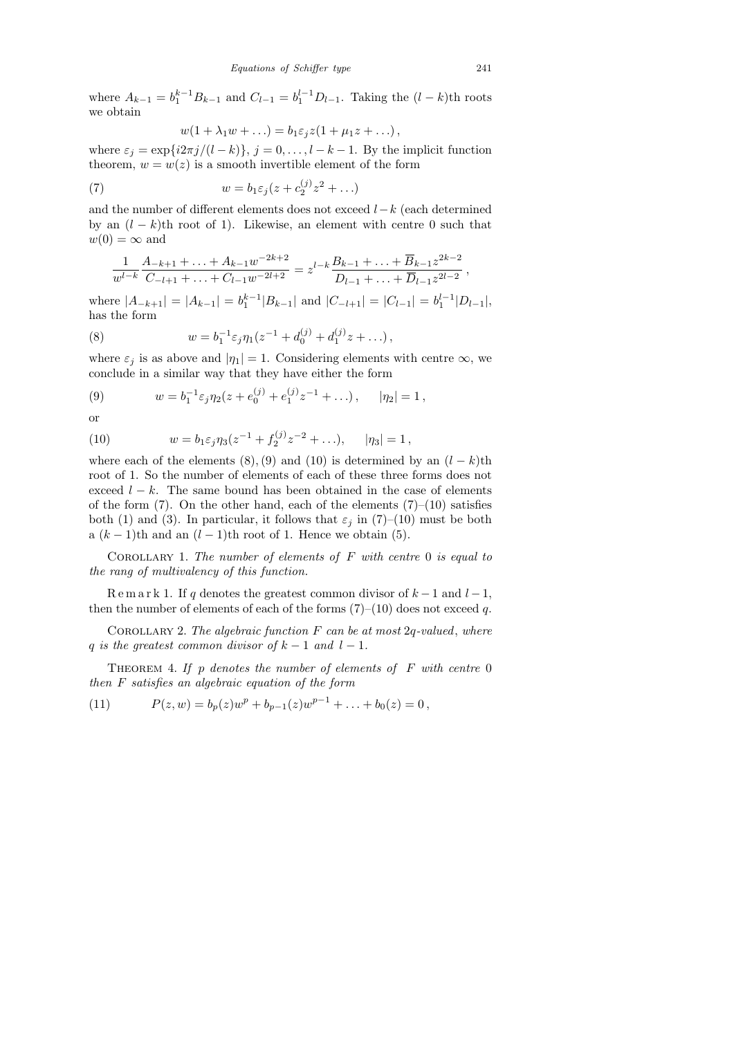where $A_{k-1} = b_1^{k-1} B_{k-1}$ and $C_{l-1} = b_1^{l-1} D_{l-1}$. Taking the $(l-k)$th roots we obtain

$$w(1 + \lambda_1 w + \ldots) = b_1 \varepsilon_j z(1 + \mu_1 z + \ldots),$$

where $\varepsilon_j = \exp\{i2\pi j/(l-k)\}$, $j = 0, \ldots, l-k-1$. By the implicit function theorem, $w = w(z)$ is a smooth invertible element of the form

$$w = b_1 \varepsilon_j (z + c_2^{(j)} z^2 + \ldots) \tag{7}$$

and the number of different elements does not exceed $l-k$ (each determined by an $(l-k)$th root of 1). Likewise, an element with centre 0 such that $w(0) = \infty$ and

$$\frac{1}{w^{l-k}} \frac{A_{-k+1} + \ldots + A_{k-1} w^{-2k+2}}{C_{-l+1} + \ldots + C_{l-1} w^{-2l+2}} = z^{l-k} \frac{B_{k-1} + \ldots + \overline{B}_{k-1} z^{2k-2}}{D_{l-1} + \ldots + \overline{D}_{l-1} z^{2l-2}},$$

where $|A_{-k+1}| = |A_{k-1}| = b_1^{k-1} |B_{k-1}|$ and $|C_{-l+1}| = |C_{l-1}| = b_1^{l-1} |D_{l-1}|$, has the form

$$w = b_1^{-1} \varepsilon_j \eta_1 (z^{-1} + d_0^{(j)} + d_1^{(j)} z + \ldots), \tag{8}$$

where $\varepsilon_j$ is as above and $|\eta_1| = 1$. Considering elements with centre $\infty$, we conclude in a similar way that they have either the form

$$w = b_1^{-1} \varepsilon_j \eta_2 (z + e_0^{(j)} + e_1^{(j)} z^{-1} + \ldots), \qquad |\eta_2| = 1, \tag{9}$$

or

$$w = b_1 \varepsilon_j \eta_3 (z^{-1} + f_2^{(j)} z^{-2} + \ldots), \qquad |\eta_3| = 1, \tag{10}$$

where each of the elements (8), (9) and (10) is determined by an $(l-k)$th root of 1. So the number of elements of each of these three forms does not exceed $l-k$. The same bound has been obtained in the case of elements of the form (7). On the other hand, each of the elements (7)–(10) satisfies both (1) and (3). In particular, it follows that $\varepsilon_j$ in (7)–(10) must be both a $(k-1)$th and an $(l-1)$th root of 1. Hence we obtain (5).

Corollary 1. *The number of elements of $F$ with centre 0 is equal to the rang of multivalency of this function.*

Remark 1. If $q$ denotes the greatest common divisor of $k-1$ and $l-1$, then the number of elements of each of the forms (7)–(10) does not exceed $q$.

Corollary 2. *The algebraic function $F$ can be at most $2q$-valued, where $q$ is the greatest common divisor of $k-1$ and $l-1$.*

Theorem 4. *If $p$ denotes the number of elements of $F$ with centre 0 then $F$ satisfies an algebraic equation of the form*

$$P(z, w) = b_p(z) w^p + b_{p-1}(z) w^{p-1} + \ldots + b_0(z) = 0, \tag{11}$$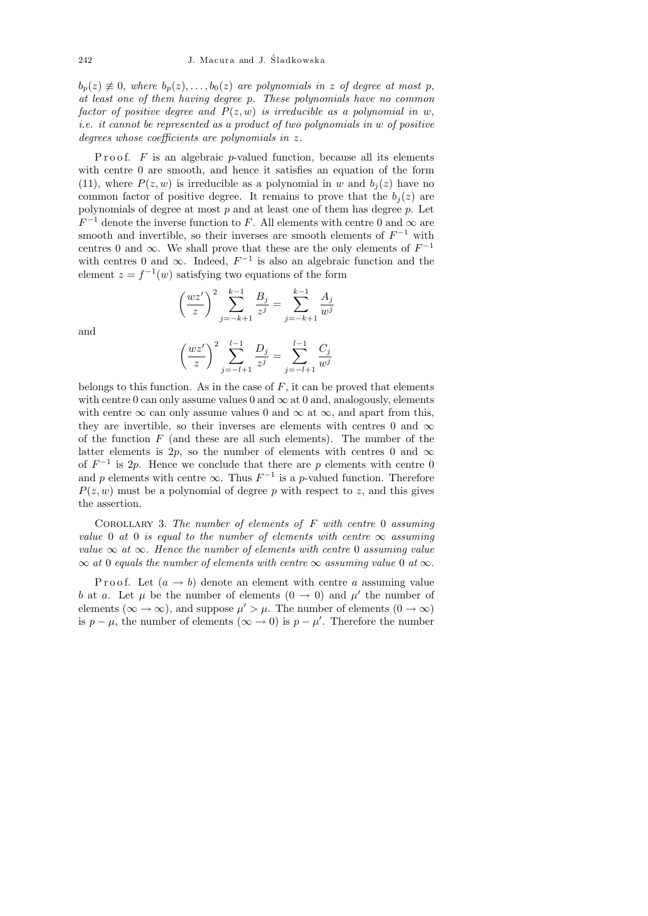*$b_p(z) \not\equiv 0$, where $b_p(z), \ldots, b_0(z)$ are polynomials in $z$ of degree at most $p$, at least one of them having degree $p$. These polynomials have no common factor of positive degree and $P(z, w)$ is irreducible as a polynomial in $w$, i.e. it cannot be represented as a product of two polynomials in $w$ of positive degrees whose coefficients are polynomials in $z$.*

Proof. $F$ is an algebraic $p$-valued function, because all its elements with centre 0 are smooth, and hence it satisfies an equation of the form (11), where $P(z, w)$ is irreducible as a polynomial in $w$ and $b_j(z)$ have no common factor of positive degree. It remains to prove that the $b_j(z)$ are polynomials of degree at most $p$ and at least one of them has degree $p$. Let $F^{-1}$ denote the inverse function to $F$. All elements with centre 0 and $\infty$ are smooth and invertible, so their inverses are smooth elements of $F^{-1}$ with centres 0 and $\infty$. We shall prove that these are the only elements of $F^{-1}$ with centres 0 and $\infty$. Indeed, $F^{-1}$ is also an algebraic function and the element $z = f^{-1}(w)$ satisfying two equations of the form

$$\left(\frac{wz'}{z}\right)^2 \sum_{j=-k+1}^{k-1} \frac{B_j}{z^j} = \sum_{j=-k+1}^{k-1} \frac{A_j}{w^j}$$

and

$$\left(\frac{wz'}{z}\right)^2 \sum_{j=-l+1}^{l-1} \frac{D_j}{z^j} = \sum_{j=-l+1}^{l-1} \frac{C_j}{w^j}$$

belongs to this function. As in the case of $F$, it can be proved that elements with centre 0 can only assume values 0 and $\infty$ at 0 and, analogously, elements with centre $\infty$ can only assume values 0 and $\infty$ at $\infty$, and apart from this, they are invertible, so their inverses are elements with centres 0 and $\infty$ of the function $F$ (and these are all such elements). The number of the latter elements is $2p$, so the number of elements with centres 0 and $\infty$ of $F^{-1}$ is $2p$. Hence we conclude that there are $p$ elements with centre 0 and $p$ elements with centre $\infty$. Thus $F^{-1}$ is a $p$-valued function. Therefore $P(z, w)$ must be a polynomial of degree $p$ with respect to $z$, and this gives the assertion.

Corollary 3. *The number of elements of $F$ with centre 0 assuming value 0 at 0 is equal to the number of elements with centre $\infty$ assuming value $\infty$ at $\infty$. Hence the number of elements with centre 0 assuming value $\infty$ at 0 equals the number of elements with centre $\infty$ assuming value 0 at $\infty$.*

Proof. Let $(a \to b)$ denote an element with centre $a$ assuming value $b$ at $a$. Let $\mu$ be the number of elements $(0 \to 0)$ and $\mu'$ the number of elements $(\infty \to \infty)$, and suppose $\mu' > \mu$. The number of elements $(0 \to \infty)$ is $p - \mu$, the number of elements $(\infty \to 0)$ is $p - \mu'$. Therefore the number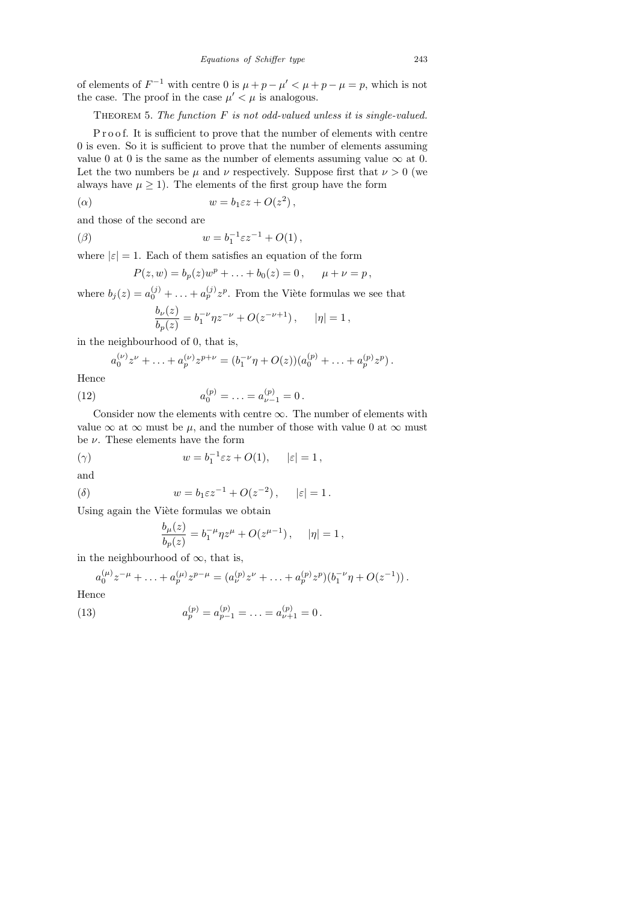of elements of $F^{-1}$ with centre 0 is $\mu + p - \mu' < \mu + p - \mu = p$, which is not the case. The proof in the case $\mu' < \mu$ is analogous.

THEOREM 5. *The function $F$ is not odd-valued unless it is single-valued.*

Proof. It is sufficient to prove that the number of elements with centre 0 is even. So it is sufficient to prove that the number of elements assuming value 0 at 0 is the same as the number of elements assuming value $\infty$ at 0. Let the two numbers be $\mu$ and $\nu$ respectively. Suppose first that $\nu > 0$ (we always have $\mu \geq 1$). The elements of the first group have the form

$$w = b_1 \varepsilon z + O(z^2)\,, \tag{$\alpha$}$$

and those of the second are

$$w = b_1^{-1} \varepsilon z^{-1} + O(1)\,, \tag{$\beta$}$$

where $|\varepsilon| = 1$. Each of them satisfies an equation of the form

$$P(z, w) = b_p(z) w^p + \ldots + b_0(z) = 0\,, \qquad \mu + \nu = p\,,$$

where $b_j(z) = a_0^{(j)} + \ldots + a_p^{(j)} z^p$. From the Viète formulas we see that

$$\frac{b_\nu(z)}{b_p(z)} = b_1^{-\nu} \eta z^{-\nu} + O(z^{-\nu+1})\,, \qquad |\eta| = 1\,,$$

in the neighbourhood of 0, that is,

$$a_0^{(\nu)} z^\nu + \ldots + a_p^{(\nu)} z^{p+\nu} = (b_1^{-\nu} \eta + O(z))(a_0^{(p)} + \ldots + a_p^{(p)} z^p)\,.$$

Hence

$$a_0^{(p)} = \ldots = a_{\nu-1}^{(p)} = 0\,. \tag{12}$$

Consider now the elements with centre $\infty$. The number of elements with value $\infty$ at $\infty$ must be $\mu$, and the number of those with value 0 at $\infty$ must be $\nu$. These elements have the form

$$w = b_1^{-1} \varepsilon z + O(1), \qquad |\varepsilon| = 1\,, \tag{$\gamma$}$$

and

$$w = b_1 \varepsilon z^{-1} + O(z^{-2})\,, \qquad |\varepsilon| = 1\,. \tag{$\delta$}$$

Using again the Viète formulas we obtain

$$\frac{b_\mu(z)}{b_p(z)} = b_1^{-\mu} \eta z^\mu + O(z^{\mu-1})\,, \qquad |\eta| = 1\,,$$

in the neighbourhood of $\infty$, that is,

$$a_0^{(\mu)} z^{-\mu} + \ldots + a_p^{(\mu)} z^{p-\mu} = (a_\nu^{(p)} z^\nu + \ldots + a_p^{(p)} z^p)(b_1^{-\nu} \eta + O(z^{-1}))\,.$$

Hence

$$a_p^{(p)} = a_{p-1}^{(p)} = \ldots = a_{\nu+1}^{(p)} = 0\,. \tag{13}$$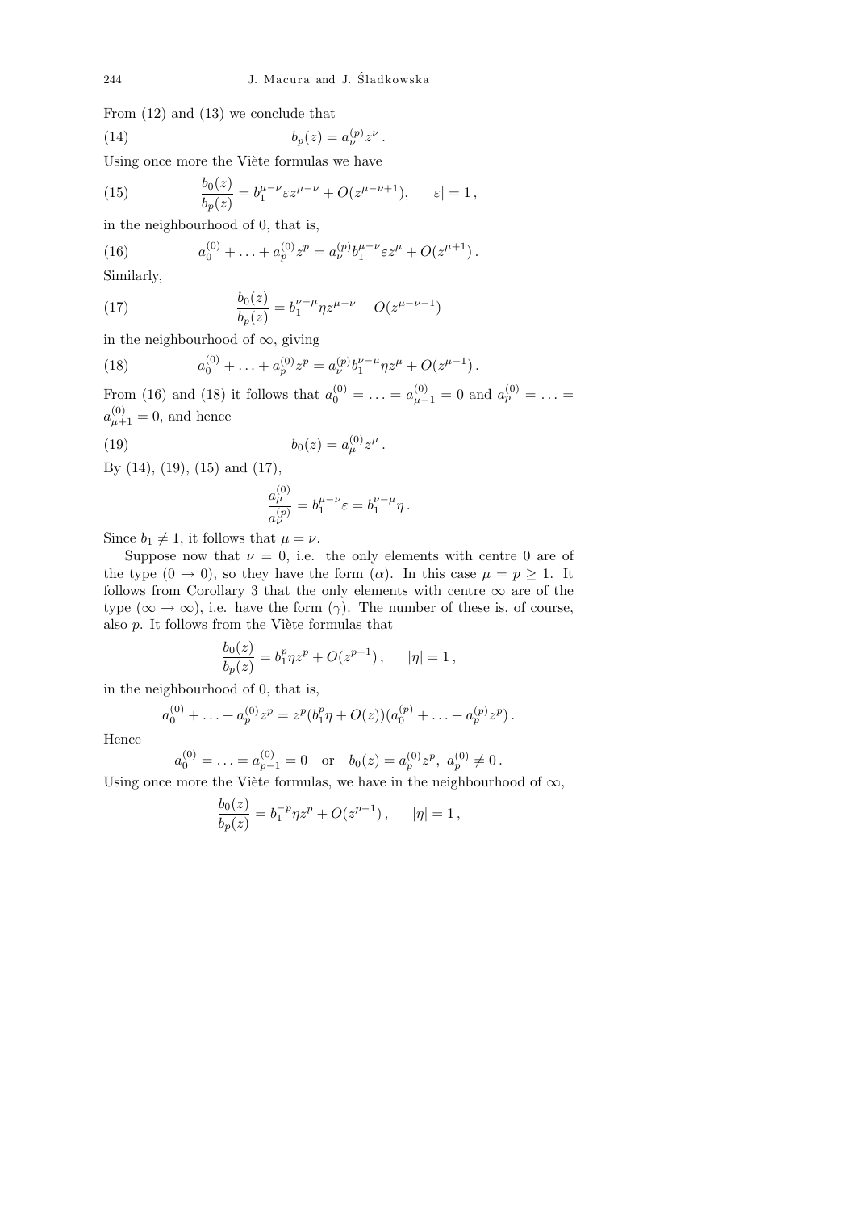From (12) and (13) we conclude that

$$b_p(z) = a_\nu^{(p)} z^\nu . \tag{14}$$

Using once more the Viète formulas we have

$$\frac{b_0(z)}{b_p(z)} = b_1^{\mu-\nu}\varepsilon z^{\mu-\nu} + O(z^{\mu-\nu+1}), \quad |\varepsilon| = 1 , \tag{15}$$

in the neighbourhood of 0, that is,

$$a_0^{(0)} + \ldots + a_p^{(0)} z^p = a_\nu^{(p)} b_1^{\mu-\nu}\varepsilon z^\mu + O(z^{\mu+1}) . \tag{16}$$

Similarly,

$$\frac{b_0(z)}{b_p(z)} = b_1^{\nu-\mu}\eta z^{\mu-\nu} + O(z^{\mu-\nu-1}) \tag{17}$$

in the neighbourhood of $\infty$, giving

$$a_0^{(0)} + \ldots + a_p^{(0)} z^p = a_\nu^{(p)} b_1^{\nu-\mu}\eta z^\mu + O(z^{\mu-1}) . \tag{18}$$

From (16) and (18) it follows that $a_0^{(0)} = \ldots = a_{\mu-1}^{(0)} = 0$ and $a_p^{(0)} = \ldots = a_{\mu+1}^{(0)} = 0$, and hence

$$b_0(z) = a_\mu^{(0)} z^\mu . \tag{19}$$

By (14), (19), (15) and (17),

$$\frac{a_\mu^{(0)}}{a_\nu^{(p)}} = b_1^{\mu-\nu}\varepsilon = b_1^{\nu-\mu}\eta .$$

Since $b_1 \neq 1$, it follows that $\mu = \nu$.

Suppose now that $\nu = 0$, i.e. the only elements with centre 0 are of the type $(0 \to 0)$, so they have the form $(\alpha)$. In this case $\mu = p \geq 1$. It follows from Corollary 3 that the only elements with centre $\infty$ are of the type $(\infty \to \infty)$, i.e. have the form $(\gamma)$. The number of these is, of course, also $p$. It follows from the Viète formulas that

$$\frac{b_0(z)}{b_p(z)} = b_1^p \eta z^p + O(z^{p+1}) , \quad |\eta| = 1 ,$$

in the neighbourhood of 0, that is,

$$a_0^{(0)} + \ldots + a_p^{(0)} z^p = z^p (b_1^p \eta + O(z))(a_0^{(p)} + \ldots + a_p^{(p)} z^p) .$$

Hence

$$a_0^{(0)} = \ldots = a_{p-1}^{(0)} = 0 \quad \text{or} \quad b_0(z) = a_p^{(0)} z^p ,\ a_p^{(0)} \neq 0 .$$

Using once more the Viète formulas, we have in the neighbourhood of $\infty$,

$$\frac{b_0(z)}{b_p(z)} = b_1^{-p}\eta z^p + O(z^{p-1}) , \quad |\eta| = 1 ,$$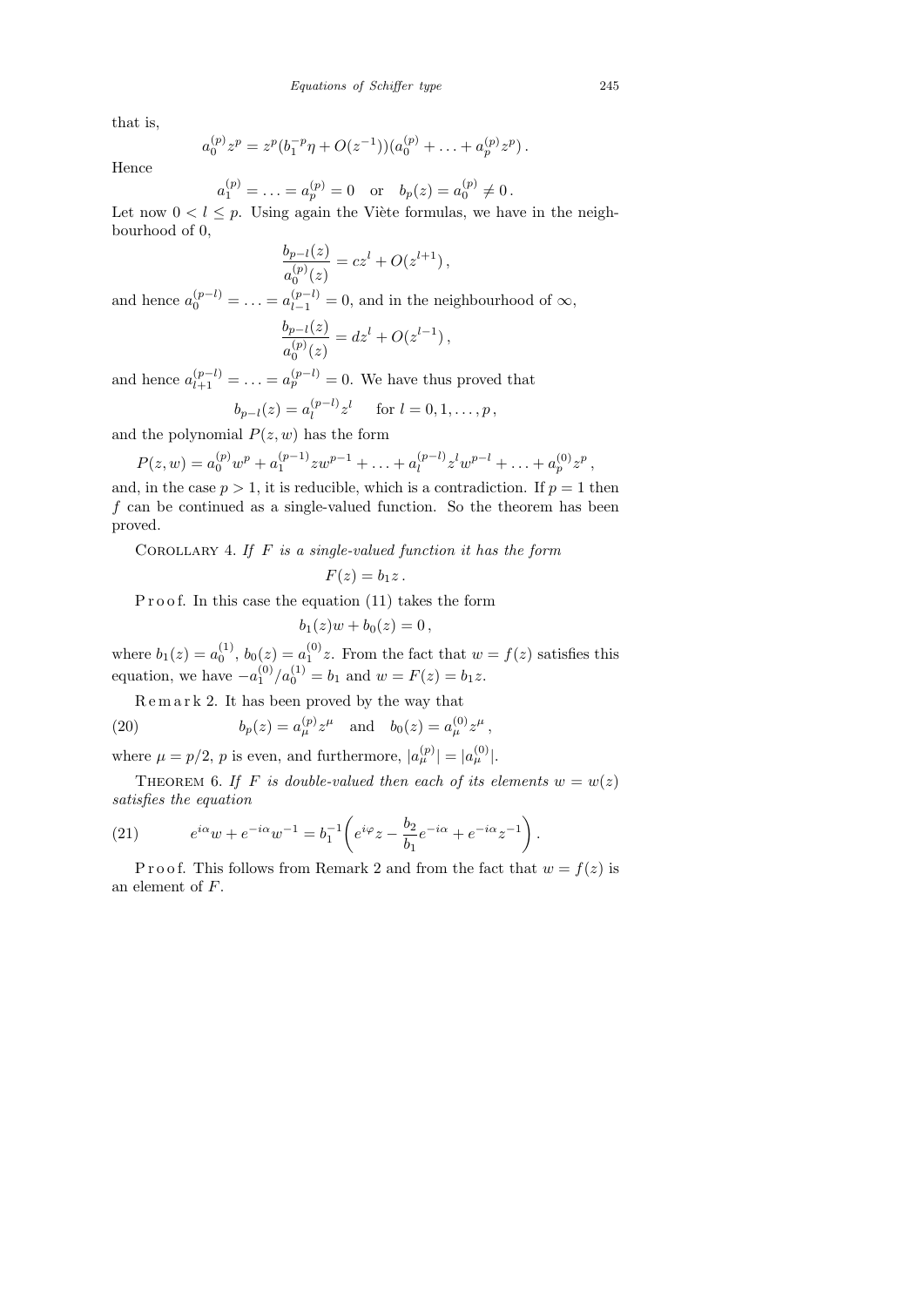that is,

$$a_0^{(p)} z^p = z^p (b_1^{-p} \eta + O(z^{-1}))(a_0^{(p)} + \ldots + a_p^{(p)} z^p)\,.$$

Hence

$$a_1^{(p)} = \ldots = a_p^{(p)} = 0 \quad \text{or} \quad b_p(z) = a_0^{(p)} \neq 0\,.$$

Let now $0 < l \le p$. Using again the Viète formulas, we have in the neighbourhood of 0,

$$\frac{b_{p-l}(z)}{a_0^{(p)}(z)} = cz^l + O(z^{l+1})\,,$$

and hence $a_0^{(p-l)} = \ldots = a_{l-1}^{(p-l)} = 0$, and in the neighbourhood of $\infty$,

$$\frac{b_{p-l}(z)}{a_0^{(p)}(z)} = dz^l + O(z^{l-1})\,,$$

and hence $a_{l+1}^{(p-l)} = \ldots = a_p^{(p-l)} = 0$. We have thus proved that

$$b_{p-l}(z) = a_l^{(p-l)} z^l \qquad \text{for } l = 0, 1, \ldots, p\,,$$

and the polynomial $P(z, w)$ has the form

$$P(z, w) = a_0^{(p)} w^p + a_1^{(p-1)} z w^{p-1} + \ldots + a_l^{(p-l)} z^l w^{p-l} + \ldots + a_p^{(0)} z^p\,,$$

and, in the case $p > 1$, it is reducible, which is a contradiction. If $p = 1$ then $f$ can be continued as a single-valued function. So the theorem has been proved.

Corollary 4. *If $F$ is a single-valued function it has the form*

$$F(z) = b_1 z\,.$$

Proof. In this case the equation (11) takes the form

$$b_1(z) w + b_0(z) = 0\,,$$

where $b_1(z) = a_0^{(1)}$, $b_0(z) = a_1^{(0)} z$. From the fact that $w = f(z)$ satisfies this equation, we have $-a_1^{(0)}/a_0^{(1)} = b_1$ and $w = F(z) = b_1 z$.

Remark 2. It has been proved by the way that

$$b_p(z) = a_\mu^{(p)} z^\mu \quad \text{and} \quad b_0(z) = a_\mu^{(0)} z^\mu\,, \tag{20}$$

where $\mu = p/2$, $p$ is even, and furthermore, $|a_\mu^{(p)}| = |a_\mu^{(0)}|$.

Theorem 6. *If $F$ is double-valued then each of its elements $w = w(z)$ satisfies the equation*

$$e^{i\alpha} w + e^{-i\alpha} w^{-1} = b_1^{-1}\biggl(e^{i\varphi} z - \frac{b_2}{b_1} e^{-i\alpha} + e^{-i\alpha} z^{-1}\biggr)\,. \tag{21}$$

Proof. This follows from Remark 2 and from the fact that $w = f(z)$ is an element of $F$.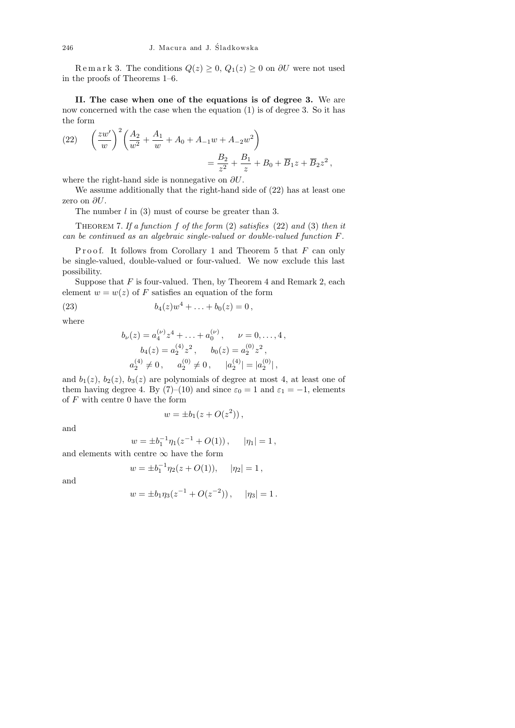Remark 3. The conditions $Q(z) \geq 0$, $Q_1(z) \geq 0$ on $\partial U$ were not used in the proofs of Theorems 1–6.

**II. The case when one of the equations is of degree 3.** We are now concerned with the case when the equation (1) is of degree 3. So it has the form

$$\left(\frac{zw'}{w}\right)^2 \left(\frac{A_2}{w^2} + \frac{A_1}{w} + A_0 + A_{-1}w + A_{-2}w^2\right) = \frac{B_2}{z^2} + \frac{B_1}{z} + B_0 + \overline{B}_1 z + \overline{B}_2 z^2 , \tag{22}$$

where the right-hand side is nonnegative on $\partial U$.

We assume additionally that the right-hand side of (22) has at least one zero on $\partial U$.

The number $l$ in (3) must of course be greater than 3.

Theorem 7. *If a function $f$ of the form* (2) *satisfies* (22) *and* (3) *then it can be continued as an algebraic single-valued or double-valued function $F$.*

Proof. It follows from Corollary 1 and Theorem 5 that $F$ can only be single-valued, double-valued or four-valued. We now exclude this last possibility.

Suppose that $F$ is four-valued. Then, by Theorem 4 and Remark 2, each element $w = w(z)$ of $F$ satisfies an equation of the form

$$b_4(z)w^4 + \ldots + b_0(z) = 0 , \tag{23}$$

where

$$b_\nu(z) = a_4^{(\nu)} z^4 + \ldots + a_0^{(\nu)} , \qquad \nu = 0, \ldots, 4 ,$$
$$b_4(z) = a_2^{(4)} z^2 , \qquad b_0(z) = a_2^{(0)} z^2 ,$$
$$a_2^{(4)} \neq 0 , \qquad a_2^{(0)} \neq 0 , \qquad |a_2^{(4)}| = |a_2^{(0)}| ,$$

and $b_1(z)$, $b_2(z)$, $b_3(z)$ are polynomials of degree at most 4, at least one of them having degree 4. By (7)–(10) and since $\varepsilon_0 = 1$ and $\varepsilon_1 = -1$, elements of $F$ with centre 0 have the form

$$w = \pm b_1(z + O(z^2)) ,$$

and

$$w = \pm b_1^{-1} \eta_1 (z^{-1} + O(1)) , \qquad |\eta_1| = 1 ,$$

and elements with centre $\infty$ have the form

$$w = \pm b_1^{-1} \eta_2 (z + O(1)), \qquad |\eta_2| = 1 ,$$

and

$$w = \pm b_1 \eta_3 (z^{-1} + O(z^{-2})) , \qquad |\eta_3| = 1 .$$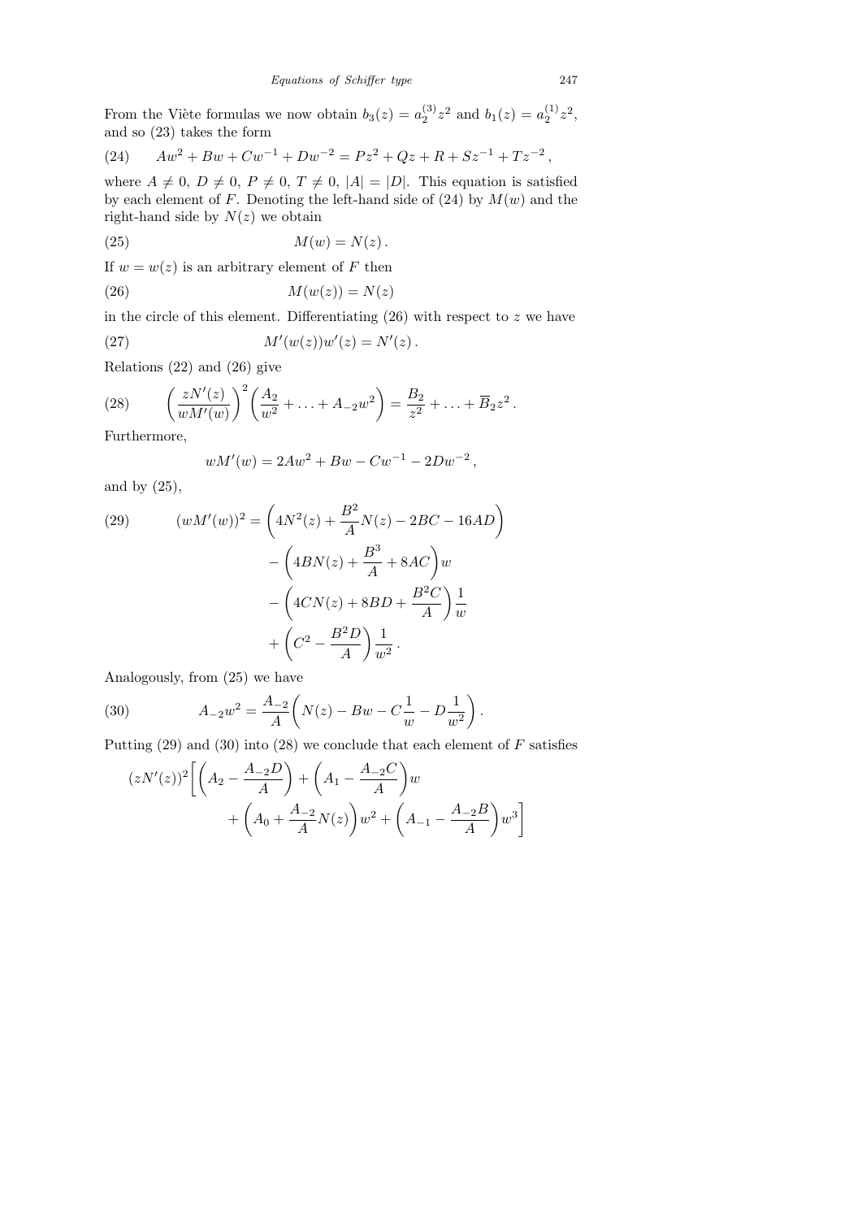From the Viète formulas we now obtain $b_3(z) = a_2^{(3)} z^2$ and $b_1(z) = a_2^{(1)} z^2$, and so (23) takes the form

$$
(24) \qquad Aw^2 + Bw + Cw^{-1} + Dw^{-2} = Pz^2 + Qz + R + Sz^{-1} + Tz^{-2},
$$

where $A \neq 0$, $D \neq 0$, $P \neq 0$, $T \neq 0$, $|A| = |D|$. This equation is satisfied by each element of $F$. Denoting the left-hand side of (24) by $M(w)$ and the right-hand side by $N(z)$ we obtain

$$
(25) \qquad M(w) = N(z).
$$

If $w = w(z)$ is an arbitrary element of $F$ then

$$
(26) \qquad M(w(z)) = N(z)
$$

in the circle of this element. Differentiating (26) with respect to $z$ we have

$$
(27) \qquad M'(w(z))w'(z) = N'(z).
$$

Relations (22) and (26) give

$$
(28) \qquad \left(\frac{zN'(z)}{wM'(w)}\right)^2 \left(\frac{A_2}{w^2} + \ldots + A_{-2}w^2\right) = \frac{B_2}{z^2} + \ldots + \overline{B}_2 z^2.
$$

Furthermore,

$$
wM'(w) = 2Aw^2 + Bw - Cw^{-1} - 2Dw^{-2},
$$

and by (25),

$$
\begin{aligned}
(29) \qquad (wM'(w))^2 = {} & \left(4N^2(z) + \frac{B^2}{A}N(z) - 2BC - 16AD\right) \\
& - \left(4BN(z) + \frac{B^3}{A} + 8AC\right)w \\
& - \left(4CN(z) + 8BD + \frac{B^2C}{A}\right)\frac{1}{w} \\
& + \left(C^2 - \frac{B^2D}{A}\right)\frac{1}{w^2}.
\end{aligned}
$$

Analogously, from (25) we have

$$
(30) \qquad A_{-2}w^2 = \frac{A_{-2}}{A}\left(N(z) - Bw - C\frac{1}{w} - D\frac{1}{w^2}\right).
$$

Putting (29) and (30) into (28) we conclude that each element of $F$ satisfies

$$
\begin{aligned}
(zN'(z))^2\bigg[ & \left(A_2 - \frac{A_{-2}D}{A}\right) + \left(A_1 - \frac{A_{-2}C}{A}\right)w \\
& + \left(A_0 + \frac{A_{-2}}{A}N(z)\right)w^2 + \left(A_{-1} - \frac{A_{-2}B}{A}\right)w^3\bigg]
\end{aligned}
$$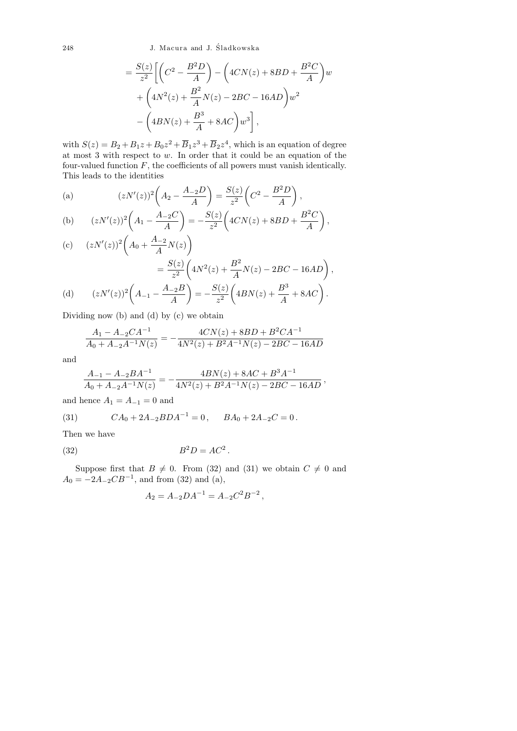$$= \frac{S(z)}{z^2}\bigg[\bigg(C^2 - \frac{B^2 D}{A}\bigg) - \bigg(4CN(z) + 8BD + \frac{B^2 C}{A}\bigg)w + \bigg(4N^2(z) + \frac{B^2}{A}N(z) - 2BC - 16AD\bigg)w^2 - \bigg(4BN(z) + \frac{B^3}{A} + 8AC\bigg)w^3\bigg],$$

with $S(z) = B_2 + B_1 z + B_0 z^2 + \overline{B}_1 z^3 + \overline{B}_2 z^4$, which is an equation of degree at most 3 with respect to $w$. In order that it could be an equation of the four-valued function $F$, the coefficients of all powers must vanish identically. This leads to the identities

$$\text{(a)} \qquad (zN'(z))^2\bigg(A_2 - \frac{A_{-2}D}{A}\bigg) = \frac{S(z)}{z^2}\bigg(C^2 - \frac{B^2 D}{A}\bigg),$$

$$\text{(b)} \qquad (zN'(z))^2\bigg(A_1 - \frac{A_{-2}C}{A}\bigg) = -\frac{S(z)}{z^2}\bigg(4CN(z) + 8BD + \frac{B^2 C}{A}\bigg),$$

$$\text{(c)} \qquad (zN'(z))^2\bigg(A_0 + \frac{A_{-2}}{A}N(z)\bigg) = \frac{S(z)}{z^2}\bigg(4N^2(z) + \frac{B^2}{A}N(z) - 2BC - 16AD\bigg),$$

$$\text{(d)} \qquad (zN'(z))^2\bigg(A_{-1} - \frac{A_{-2}B}{A}\bigg) = -\frac{S(z)}{z^2}\bigg(4BN(z) + \frac{B^3}{A} + 8AC\bigg).$$

Dividing now (b) and (d) by (c) we obtain

$$\frac{A_1 - A_{-2}CA^{-1}}{A_0 + A_{-2}A^{-1}N(z)} = -\frac{4CN(z) + 8BD + B^2 CA^{-1}}{4N^2(z) + B^2 A^{-1}N(z) - 2BC - 16AD}$$

and

$$\frac{A_{-1} - A_{-2}BA^{-1}}{A_0 + A_{-2}A^{-1}N(z)} = -\frac{4BN(z) + 8AC + B^3 A^{-1}}{4N^2(z) + B^2 A^{-1}N(z) - 2BC - 16AD},$$

and hence $A_1 = A_{-1} = 0$ and

$$\text{(31)} \qquad CA_0 + 2A_{-2}BDA^{-1} = 0, \qquad BA_0 + 2A_{-2}C = 0.$$

Then we have

$$\text{(32)} \qquad B^2 D = AC^2.$$

Suppose first that $B \neq 0$. From (32) and (31) we obtain $C \neq 0$ and $A_0 = -2A_{-2}CB^{-1}$, and from (32) and (a),

$$A_2 = A_{-2}DA^{-1} = A_{-2}C^2 B^{-2},$$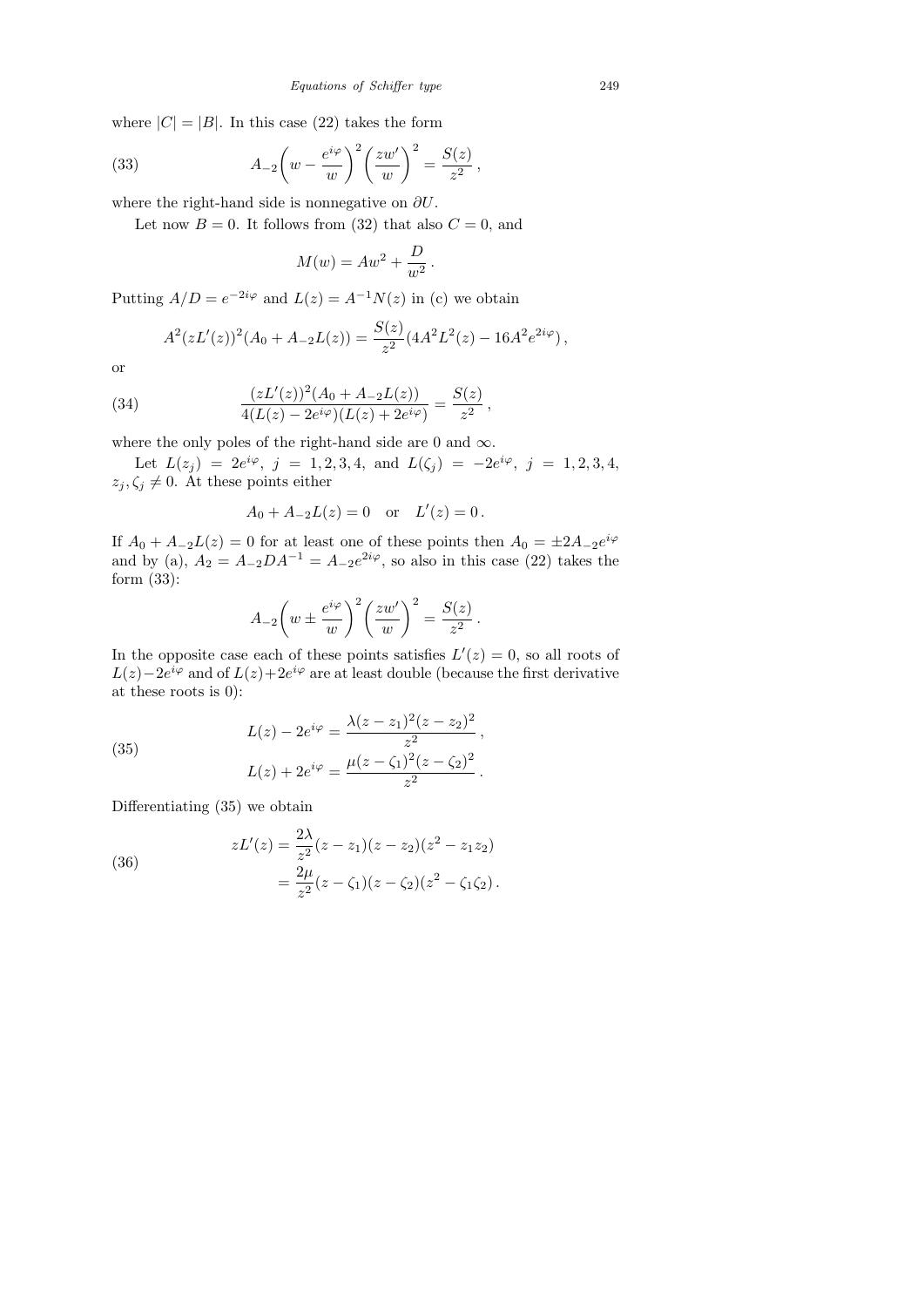where $|C| = |B|$. In this case (22) takes the form

$$A_{-2}\left(w - \frac{e^{i\varphi}}{w}\right)^2\left(\frac{zw'}{w}\right)^2 = \frac{S(z)}{z^2}\,, \tag{33}$$

where the right-hand side is nonnegative on $\partial U$.

Let now $B = 0$. It follows from (32) that also $C = 0$, and

$$M(w) = Aw^2 + \frac{D}{w^2}\,.$$

Putting $A/D = e^{-2i\varphi}$ and $L(z) = A^{-1}N(z)$ in (c) we obtain

$$A^2(zL'(z))^2(A_0 + A_{-2}L(z)) = \frac{S(z)}{z^2}(4A^2L^2(z) - 16A^2e^{2i\varphi})\,,$$

or

$$\frac{(zL'(z))^2(A_0 + A_{-2}L(z))}{4(L(z) - 2e^{i\varphi})(L(z) + 2e^{i\varphi})} = \frac{S(z)}{z^2}\,, \tag{34}$$

where the only poles of the right-hand side are 0 and $\infty$.

Let $L(z_j) = 2e^{i\varphi}$, $j = 1, 2, 3, 4$, and $L(\zeta_j) = -2e^{i\varphi}$, $j = 1, 2, 3, 4$, $z_j, \zeta_j \neq 0$. At these points either

$$A_0 + A_{-2}L(z) = 0 \quad \text{or} \quad L'(z) = 0\,.$$

If $A_0 + A_{-2}L(z) = 0$ for at least one of these points then $A_0 = \pm 2A_{-2}e^{i\varphi}$ and by (a), $A_2 = A_{-2}DA^{-1} = A_{-2}e^{2i\varphi}$, so also in this case (22) takes the form (33):

$$A_{-2}\left(w \pm \frac{e^{i\varphi}}{w}\right)^2\left(\frac{zw'}{w}\right)^2 = \frac{S(z)}{z^2}\,.$$

In the opposite case each of these points satisfies $L'(z) = 0$, so all roots of $L(z) - 2e^{i\varphi}$ and of $L(z) + 2e^{i\varphi}$ are at least double (because the first derivative at these roots is 0):

$$\begin{aligned} L(z) - 2e^{i\varphi} &= \frac{\lambda(z - z_1)^2(z - z_2)^2}{z^2}\,, \\ L(z) + 2e^{i\varphi} &= \frac{\mu(z - \zeta_1)^2(z - \zeta_2)^2}{z^2}\,. \end{aligned} \tag{35}$$

Differentiating (35) we obtain

$$\begin{aligned} zL'(z) &= \frac{2\lambda}{z^2}(z - z_1)(z - z_2)(z^2 - z_1z_2) \\ &= \frac{2\mu}{z^2}(z - \zeta_1)(z - \zeta_2)(z^2 - \zeta_1\zeta_2)\,. \end{aligned} \tag{36}$$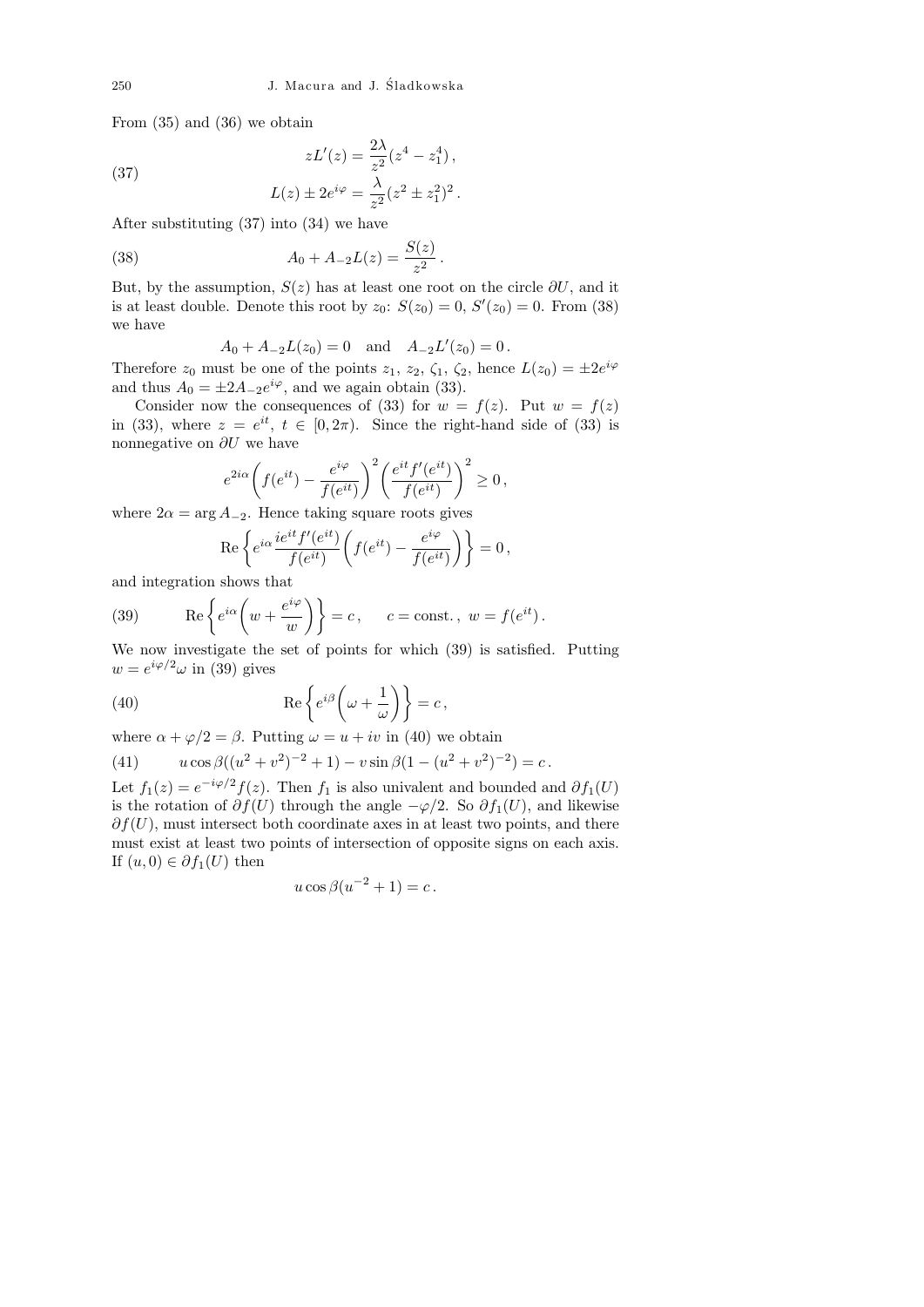From (35) and (36) we obtain

$$
\begin{aligned}
zL'(z) &= \frac{2\lambda}{z^2}(z^4 - z_1^4)\,, \\
L(z) \pm 2e^{i\varphi} &= \frac{\lambda}{z^2}(z^2 \pm z_1^2)^2\,.
\end{aligned} \tag{37}
$$

After substituting (37) into (34) we have

$$
A_0 + A_{-2}L(z) = \frac{S(z)}{z^2}\,. \tag{38}
$$

But, by the assumption, $S(z)$ has at least one root on the circle $\partial U$, and it is at least double. Denote this root by $z_0$: $S(z_0) = 0$, $S'(z_0) = 0$. From (38) we have

$$
A_0 + A_{-2}L(z_0) = 0 \quad \text{and} \quad A_{-2}L'(z_0) = 0\,.
$$

Therefore $z_0$ must be one of the points $z_1$, $z_2$, $\zeta_1$, $\zeta_2$, hence $L(z_0) = \pm 2e^{i\varphi}$ and thus $A_0 = \pm 2A_{-2}e^{i\varphi}$, and we again obtain (33).

Consider now the consequences of (33) for $w = f(z)$. Put $w = f(z)$ in (33), where $z = e^{it}$, $t \in [0, 2\pi)$. Since the right-hand side of (33) is nonnegative on $\partial U$ we have

$$
e^{2i\alpha}\bigg(f(e^{it}) - \frac{e^{i\varphi}}{f(e^{it})}\bigg)^2 \bigg(\frac{e^{it}f'(e^{it})}{f(e^{it})}\bigg)^2 \ge 0\,,
$$

where $2\alpha = \arg A_{-2}$. Hence taking square roots gives

$$
\operatorname{Re}\bigg\{e^{i\alpha}\frac{ie^{it}f'(e^{it})}{f(e^{it})}\bigg(f(e^{it}) - \frac{e^{i\varphi}}{f(e^{it})}\bigg)\bigg\} = 0\,,
$$

and integration shows that

$$
\operatorname{Re}\bigg\{e^{i\alpha}\bigg(w + \frac{e^{i\varphi}}{w}\bigg)\bigg\} = c\,, \qquad c = \text{const.}\,,\ w = f(e^{it})\,. \tag{39}
$$

We now investigate the set of points for which (39) is satisfied. Putting $w = e^{i\varphi/2}\omega$ in (39) gives

$$
\operatorname{Re}\bigg\{e^{i\beta}\bigg(\omega + \frac{1}{\omega}\bigg)\bigg\} = c\,, \tag{40}
$$

where $\alpha + \varphi/2 = \beta$. Putting $\omega = u + iv$ in (40) we obtain

$$
u\cos\beta((u^2+v^2)^{-2}+1) - v\sin\beta(1-(u^2+v^2)^{-2}) = c\,. \tag{41}
$$

Let $f_1(z) = e^{-i\varphi/2}f(z)$. Then $f_1$ is also univalent and bounded and $\partial f_1(U)$ is the rotation of $\partial f(U)$ through the angle $-\varphi/2$. So $\partial f_1(U)$, and likewise $\partial f(U)$, must intersect both coordinate axes in at least two points, and there must exist at least two points of intersection of opposite signs on each axis. If $(u, 0) \in \partial f_1(U)$ then

$$
u\cos\beta(u^{-2}+1) = c\,.
$$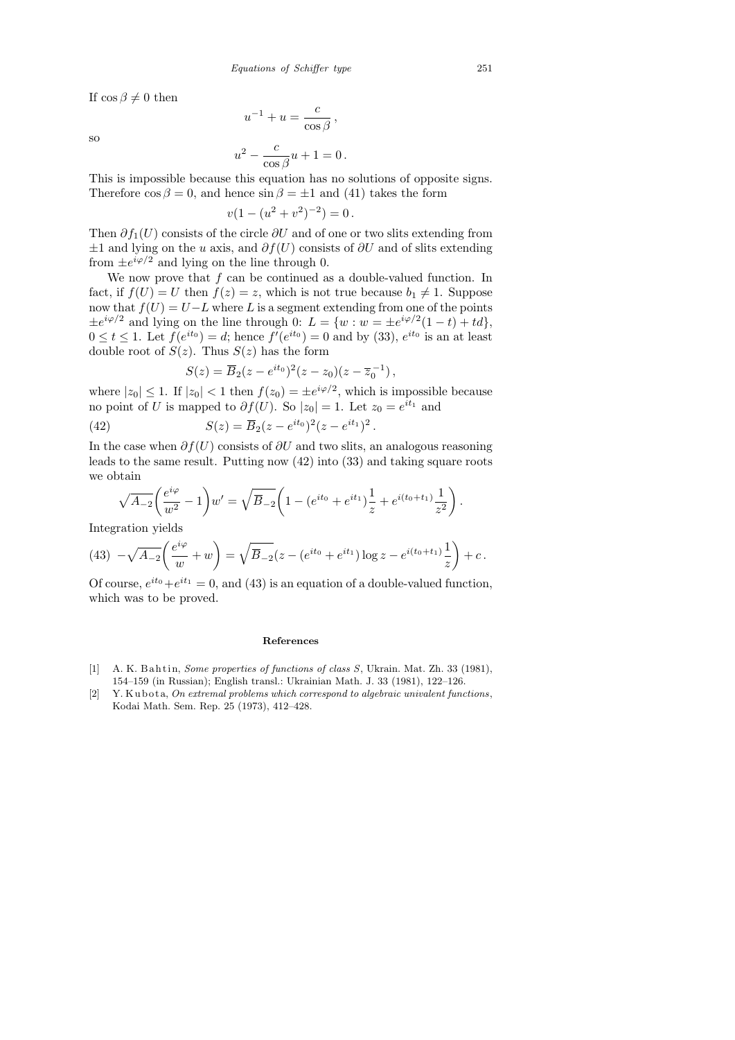If $\cos\beta \neq 0$ then

$$u^{-1} + u = \frac{c}{\cos\beta}\,,$$

so

$$u^2 - \frac{c}{\cos\beta}u + 1 = 0\,.$$

This is impossible because this equation has no solutions of opposite signs. Therefore $\cos\beta = 0$, and hence $\sin\beta = \pm 1$ and (41) takes the form

$$v(1 - (u^2 + v^2)^{-2}) = 0\,.$$

Then $\partial f_1(U)$ consists of the circle $\partial U$ and of one or two slits extending from $\pm 1$ and lying on the $u$ axis, and $\partial f(U)$ consists of $\partial U$ and of slits extending from $\pm e^{i\varphi/2}$ and lying on the line through 0.

We now prove that $f$ can be continued as a double-valued function. In fact, if $f(U) = U$ then $f(z) = z$, which is not true because $b_1 \neq 1$. Suppose now that $f(U) = U - L$ where $L$ is a segment extending from one of the points $\pm e^{i\varphi/2}$ and lying on the line through 0: $L = \{w : w = \pm e^{i\varphi/2}(1-t) + td\}$, $0 \le t \le 1$. Let $f(e^{it_0}) = d$; hence $f'(e^{it_0}) = 0$ and by (33), $e^{it_0}$ is an at least double root of $S(z)$. Thus $S(z)$ has the form

$$S(z) = \overline{B}_2(z - e^{it_0})^2(z - z_0)(z - \overline{z}_0^{-1})\,,$$

where $|z_0| \le 1$. If $|z_0| < 1$ then $f(z_0) = \pm e^{i\varphi/2}$, which is impossible because no point of $U$ is mapped to $\partial f(U)$. So $|z_0| = 1$. Let $z_0 = e^{it_1}$ and

$$S(z) = \overline{B}_2(z - e^{it_0})^2(z - e^{it_1})^2\,. \tag{42}$$

In the case when $\partial f(U)$ consists of $\partial U$ and two slits, an analogous reasoning leads to the same result. Putting now (42) into (33) and taking square roots we obtain

$$\sqrt{A_{-2}}\left(\frac{e^{i\varphi}}{w^2} - 1\right)w' = \sqrt{\overline{B}_{-2}}\left(1 - (e^{it_0} + e^{it_1})\frac{1}{z} + e^{i(t_0+t_1)}\frac{1}{z^2}\right).$$

Integration yields

$$-\sqrt{A_{-2}}\left(\frac{e^{i\varphi}}{w} + w\right) = \sqrt{\overline{B}_{-2}}\left(z - (e^{it_0} + e^{it_1})\log z - e^{i(t_0+t_1)}\frac{1}{z}\right) + c\,. \tag{43}$$

Of course, $e^{it_0} + e^{it_1} = 0$, and (43) is an equation of a double-valued function, which was to be proved.

## References

[1] A. K. Bahtin, *Some properties of functions of class S*, Ukrain. Mat. Zh. 33 (1981), 154–159 (in Russian); English transl.: Ukrainian Math. J. 33 (1981), 122–126.

[2] Y. Kubota, *On extremal problems which correspond to algebraic univalent functions*, Kodai Math. Sem. Rep. 25 (1973), 412–428.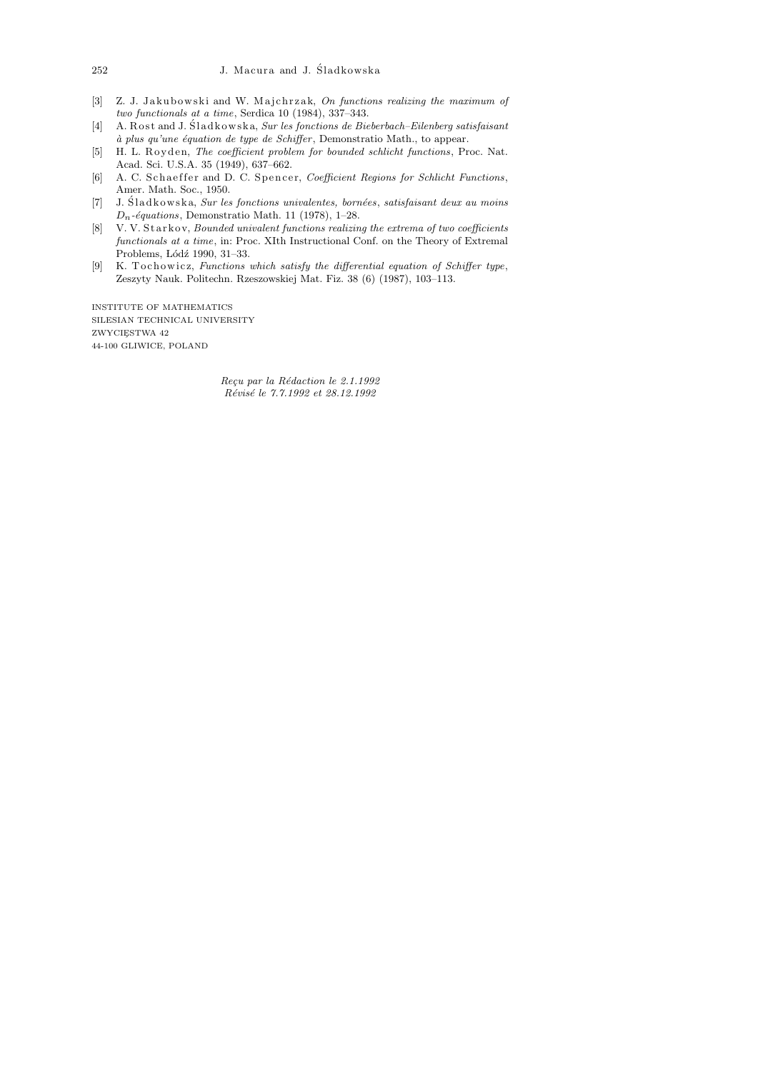[3] Z. J. Jakubowski and W. Majchrzak, *On functions realizing the maximum of two functionals at a time*, Serdica 10 (1984), 337–343.

[4] A. Rost and J. Śladkowska, *Sur les fonctions de Bieberbach–Eilenberg satisfaisant à plus qu'une équation de type de Schiffer*, Demonstratio Math., to appear.

[5] H. L. Royden, *The coefficient problem for bounded schlicht functions*, Proc. Nat. Acad. Sci. U.S.A. 35 (1949), 637–662.

[6] A. C. Schaeffer and D. C. Spencer, *Coefficient Regions for Schlicht Functions*, Amer. Math. Soc., 1950.

[7] J. Śladkowska, *Sur les fonctions univalentes, bornées, satisfaisant deux au moins $D_n$-équations*, Demonstratio Math. 11 (1978), 1–28.

[8] V. V. Starkov, *Bounded univalent functions realizing the extrema of two coefficients functionals at a time*, in: Proc. XIth Instructional Conf. on the Theory of Extremal Problems, Łódź 1990, 31–33.

[9] K. Tochowicz, *Functions which satisfy the differential equation of Schiffer type*, Zeszyty Nauk. Politechn. Rzeszowskiej Mat. Fiz. 38 (6) (1987), 103–113.

INSTITUTE OF MATHEMATICS
SILESIAN TECHNICAL UNIVERSITY
ZWYCIĘSTWA 42
44-100 GLIWICE, POLAND

*Reçu par la Rédaction le 2.1.1992*
*Révisé le 7.7.1992 et 28.12.1992*